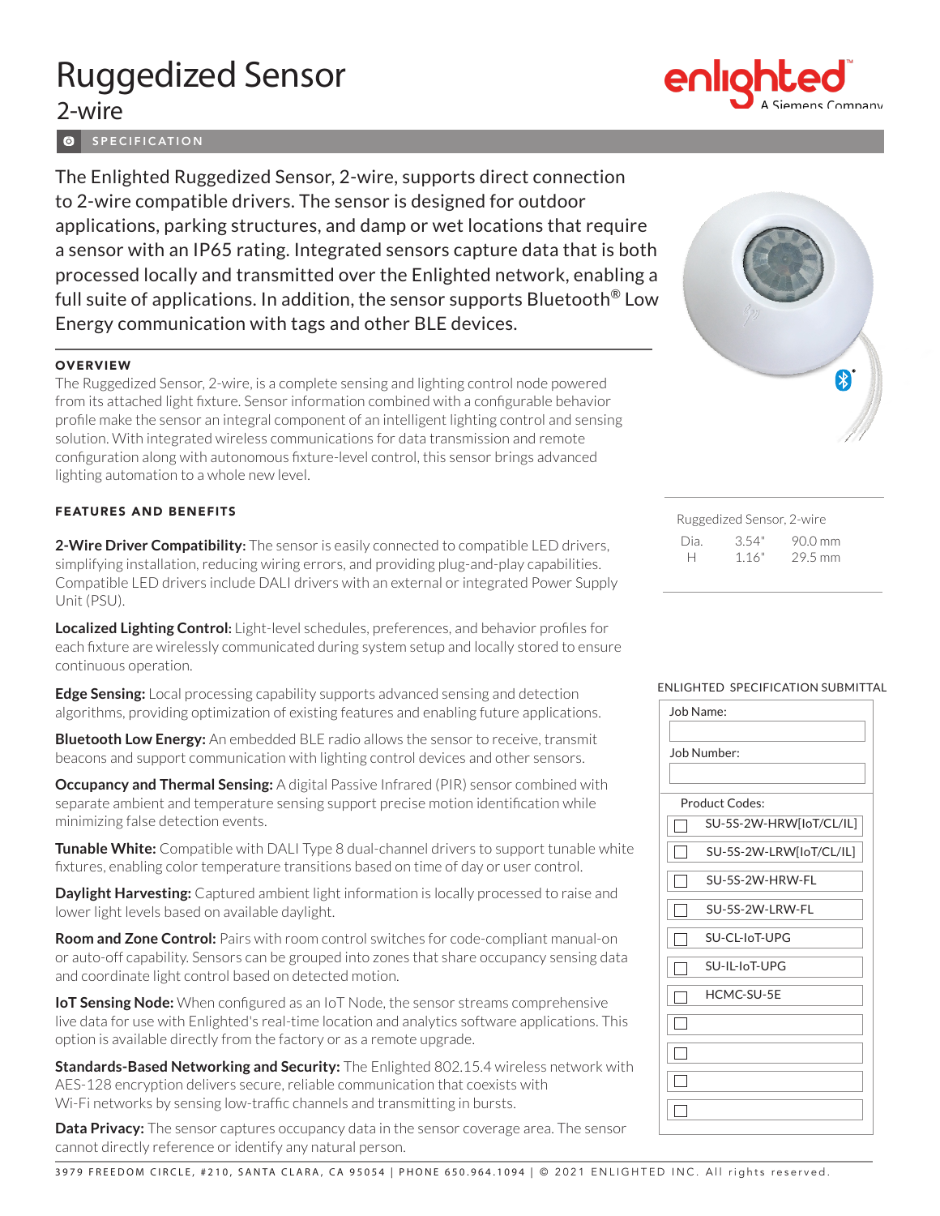# Ruggedized Sensor

## 2-wire

SPECIFICATION

The Enlighted Ruggedized Sensor, 2-wire, supports direct connection to 2-wire compatible drivers. The sensor is designed for outdoor applications, parking structures, and damp or wet locations that require a sensor with an IP65 rating. Integrated sensors capture data that is both processed locally and transmitted over the Enlighted network, enabling a full suite of applications. In addition, the sensor supports Bluetooth® Low Energy communication with tags and other BLE devices.

### OVERVIEW

The Ruggedized Sensor, 2-wire, is a complete sensing and lighting control node powered from its attached light fixture. Sensor information combined with a configurable behavior profile make the sensor an integral component of an intelligent lighting control and sensing solution. With integrated wireless communications for data transmission and remote configuration along with autonomous fixture-level control, this sensor brings advanced lighting automation to a whole new level.

### FEATURES AND BENEFITS

**2-Wire Driver Compatibility:** The sensor is easily connected to compatible LED drivers, simplifying installation, reducing wiring errors, and providing plug-and-play capabilities. Compatible LED drivers include DALI drivers with an external or integrated Power Supply Unit (PSU).

**Localized Lighting Control:** Light-level schedules, preferences, and behavior profiles for each fixture are wirelessly communicated during system setup and locally stored to ensure continuous operation.

**Edge Sensing:** Local processing capability supports advanced sensing and detection algorithms, providing optimization of existing features and enabling future applications.

**Bluetooth Low Energy:** An embedded BLE radio allows the sensor to receive, transmit beacons and support communication with lighting control devices and other sensors.

**Occupancy and Thermal Sensing:** A digital Passive Infrared (PIR) sensor combined with separate ambient and temperature sensing support precise motion identification while minimizing false detection events.

**Tunable White:** Compatible with DALI Type 8 dual-channel drivers to support tunable white fixtures, enabling color temperature transitions based on time of day or user control.

**Daylight Harvesting:** Captured ambient light information is locally processed to raise and lower light levels based on available daylight.

**Room and Zone Control:** Pairs with room control switches for code-compliant manual-on or auto-off capability. Sensors can be grouped into zones that share occupancy sensing data and coordinate light control based on detected motion.

**IoT Sensing Node:** When configured as an IoT Node, the sensor streams comprehensive live data for use with Enlighted's real-time location and analytics software applications. This option is available directly from the factory or as a remote upgrade.

**Standards-Based Networking and Security:** The Enlighted 802.15.4 wireless network with AES-128 encryption delivers secure, reliable communication that coexists with Wi-Fi networks by sensing low-traffic channels and transmitting in bursts.

**Data Privacy:** The sensor captures occupancy data in the sensor coverage area. The sensor cannot directly reference or identify any natural person.

Ruggedized Sensor, 2-wire

| | | |
|---|---|---|
| Dia. | 3.54" | 90.0 mm |
| H | 1.16" | 29.5 mm |

ENLIGHTED SPECIFICATION SUBMITTAL

Job Name:

Job Number:

Product Codes:

- ☐ SU-5S-2W-HRW[IoT/CL/IL]
- ☐ SU-5S-2W-LRW[IoT/CL/IL]
- ☐ SU-5S-2W-HRW-FL
- ☐ SU-5S-2W-LRW-FL
- ☐ SU-CL-IoT-UPG
- ☐ SU-IL-IoT-UPG
- ☐ HCMC-SU-5E
- ☐
- ☐
- ☐
- ☐

3979 FREEDOM CIRCLE, #210, SANTA CLARA, CA 95054 | PHONE 650.964.1094 | © 2021 ENLIGHTED INC. All rights reserved.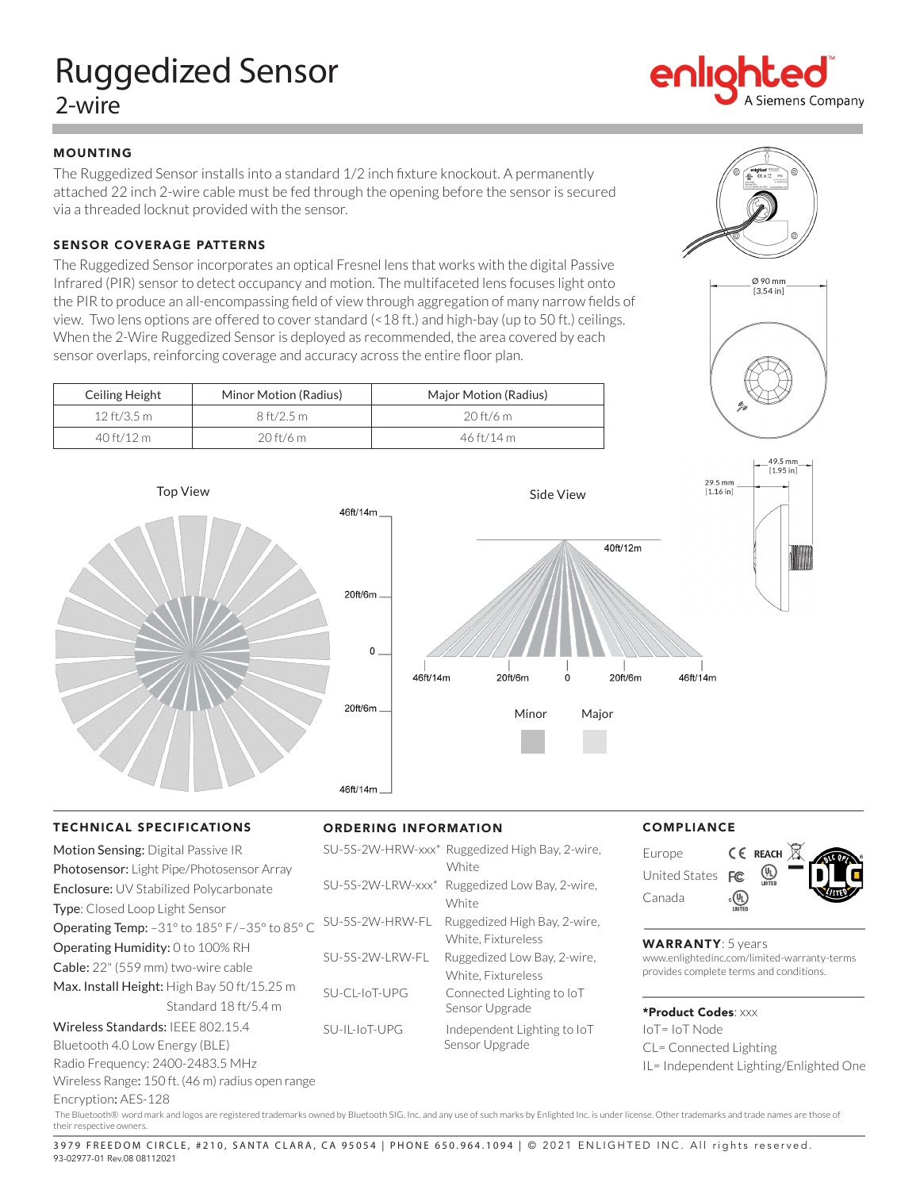# Ruggedized Sensor

## 2-wire

enlighted A Siemens Company

### MOUNTING

The Ruggedized Sensor installs into a standard 1/2 inch fixture knockout. A permanently attached 22 inch 2-wire cable must be fed through the opening before the sensor is secured via a threaded locknut provided with the sensor.

### SENSOR COVERAGE PATTERNS

The Ruggedized Sensor incorporates an optical Fresnel lens that works with the digital Passive Infrared (PIR) sensor to detect occupancy and motion. The multifaceted lens focuses light onto the PIR to produce an all-encompassing field of view through aggregation of many narrow fields of view. Two lens options are offered to cover standard (<18 ft.) and high-bay (up to 50 ft.) ceilings. When the 2-Wire Ruggedized Sensor is deployed as recommended, the area covered by each sensor overlaps, reinforcing coverage and accuracy across the entire floor plan.

| Ceiling Height | Minor Motion (Radius) | Major Motion (Radius) |
|---|---|---|
| 12 ft/3.5 m | 8 ft/2.5 m | 20 ft/6 m |
| 40 ft/12 m | 20 ft/6 m | 46 ft/14 m |

Ø 90 mm [3.54 in]

49.5 mm [1.95 in]

29.5 mm [1.16 in]

Top View

46ft/14m
20ft/6m
0
20ft/6m
46ft/14m

Side View

40ft/12m

46ft/14m 20ft/6m 0 20ft/6m 46ft/14m

Minor Major

### TECHNICAL SPECIFICATIONS

Motion Sensing: Digital Passive IR
Photosensor: Light Pipe/Photosensor Array
Enclosure: UV Stabilized Polycarbonate
Type: Closed Loop Light Sensor
Operating Temp: –31° to 185° F/–35° to 85° C
Operating Humidity: 0 to 100% RH
Cable: 22" (559 mm) two-wire cable
Max. Install Height: High Bay 50 ft/15.25 m
Standard 18 ft/5.4 m
Wireless Standards: IEEE 802.15.4
Bluetooth 4.0 Low Energy (BLE)
Radio Frequency: 2400-2483.5 MHz
Wireless Range: 150 ft. (46 m) radius open range
Encryption: AES-128

### ORDERING INFORMATION

| | |
|---|---|
| SU-5S-2W-HRW-xxx* | Ruggedized High Bay, 2-wire, White |
| SU-5S-2W-LRW-xxx* | Ruggedized Low Bay, 2-wire, White |
| SU-5S-2W-HRW-FL | Ruggedized High Bay, 2-wire, White, Fixtureless |
| SU-5S-2W-LRW-FL | Ruggedized Low Bay, 2-wire, White, Fixtureless |
| SU-CL-IoT-UPG | Connected Lighting to IoT Sensor Upgrade |
| SU-IL-IoT-UPG | Independent Lighting to IoT Sensor Upgrade |

### COMPLIANCE

Europe CE REACH
United States FC UL Listed
Canada cUL Listed

DLC Listed

**WARRANTY**: 5 years
www.enlightedinc.com/limited-warranty-terms provides complete terms and conditions.

***Product Codes**: xxx
IoT= IoT Node
CL= Connected Lighting
IL= Independent Lighting/Enlighted One

The Bluetooth® word mark and logos are registered trademarks owned by Bluetooth SIG, Inc. and any use of such marks by Enlighted Inc. is under license. Other trademarks and trade names are those of their respective owners.

3979 FREEDOM CIRCLE, #210, SANTA CLARA, CA 95054 | PHONE 650.964.1094 | © 2021 ENLIGHTED INC. All rights reserved.
93-02977-01 Rev.08 08112021